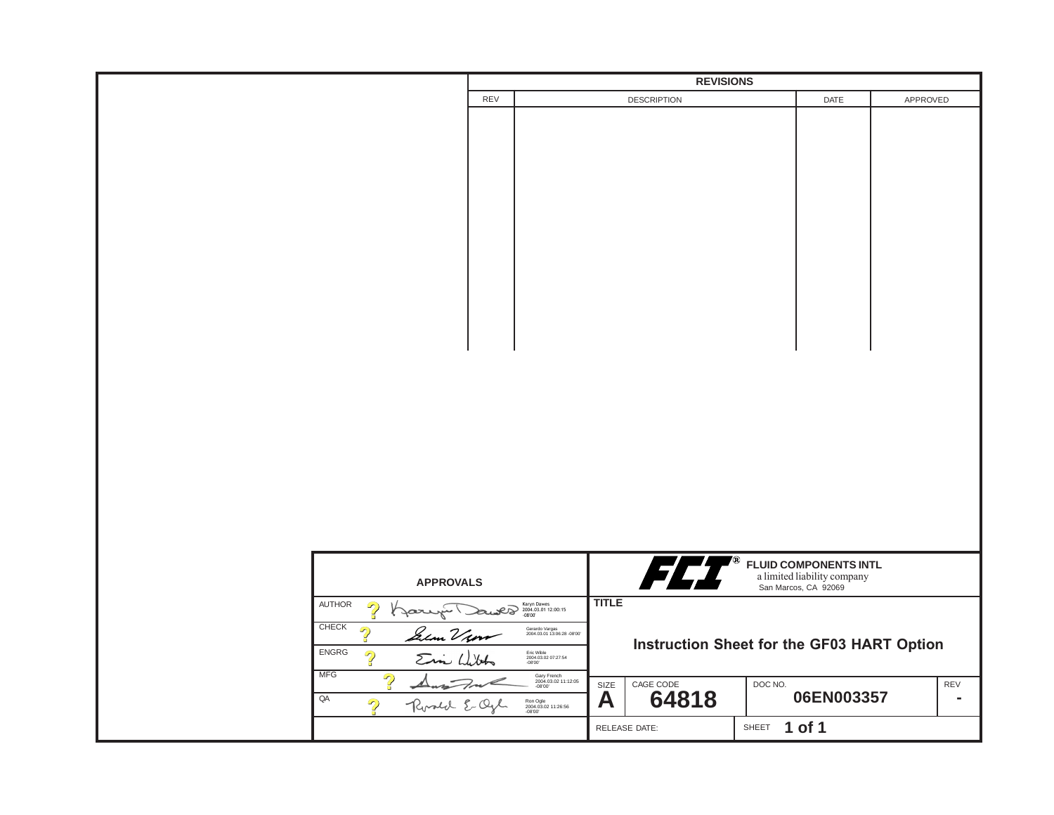| REVISIONS | | | |
|---|---|---|---|
| REV | DESCRIPTION | DATE | APPROVED |
| | | | |

| APPROVALS | | |
|---|---|---|
| AUTHOR | Karyn Dawes | 2004.03.01 12:00:15 -08'00' |
| CHECK | Gerardo Vargas | 2004.03.01 13:06:28 -08'00' |
| ENGRG | Eric Wible | 2004.03.02 07:27:54 -08'00' |
| MFG | Gary French | 2004.03.02 11:12:05 -08'00' |
| QA | Ron Ogle | 2004.03.02 11:26:56 -08'00' |

**FCI®** **FLUID COMPONENTS INTL**
a limited liability company
San Marcos, CA 92069

**TITLE**

**Instruction Sheet for the GF03 HART Option**

| SIZE | CAGE CODE | DOC NO. | REV |
|---|---|---|---|
| **A** | **64818** | **06EN003357** | **-** |

RELEASE DATE:

SHEET **1 of 1**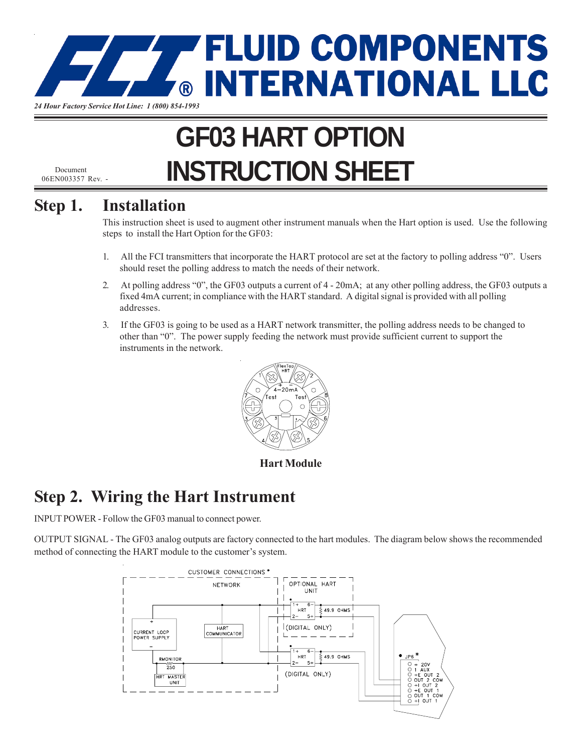# FLUID COMPONENTS INTERNATIONAL LLC

*24 Hour Factory Service Hot Line: 1 (800) 854-1993*

Document
06EN003357 Rev. -

# GF03 HART OPTION INSTRUCTION SHEET

## Step 1. Installation

This instruction sheet is used to augment other instrument manuals when the Hart option is used. Use the following steps to install the Hart Option for the GF03:

1. All the FCI transmitters that incorporate the HART protocol are set at the factory to polling address "0". Users should reset the polling address to match the needs of their network.
2. At polling address "0", the GF03 outputs a current of 4 - 20mA; at any other polling address, the GF03 outputs a fixed 4mA current; in compliance with the HART standard. A digital signal is provided with all polling addresses.
3. If the GF03 is going to be used as a HART network transmitter, the polling address needs to be changed to other than "0". The power supply feeding the network must provide sufficient current to support the instruments in the network.

**Hart Module**

## Step 2. Wiring the Hart Instrument

INPUT POWER - Follow the GF03 manual to connect power.

OUTPUT SIGNAL - The GF03 analog outputs are factory connected to the hart modules. The diagram below shows the recommended method of connecting the HART module to the customer's system.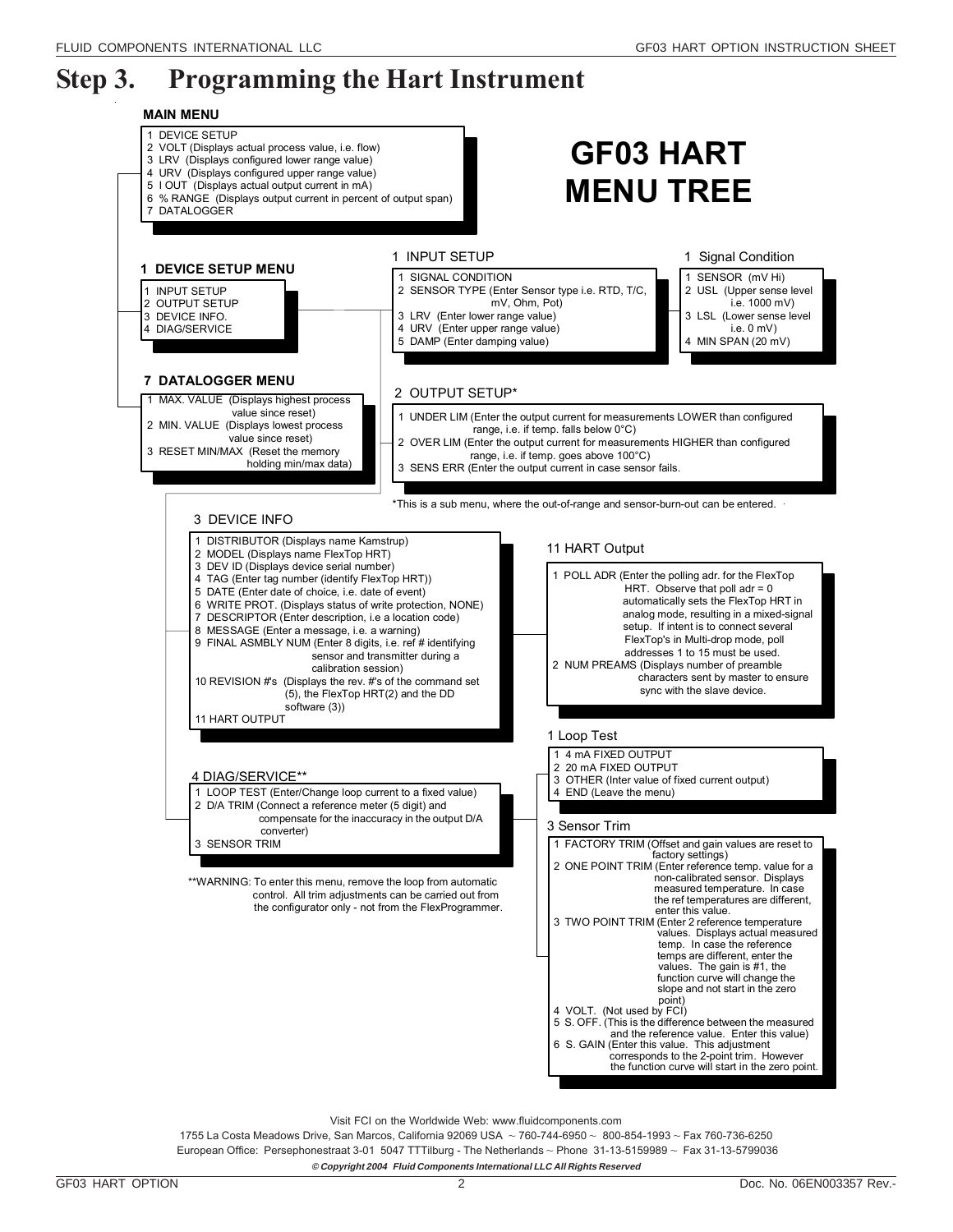# Step 3. Programming the Hart Instrument

## GF03 HART MENU TREE

**MAIN MENU**

1 DEVICE SETUP
2 VOLT (Displays actual process value, i.e. flow)
3 LRV (Displays configured lower range value)
4 URV (Displays configured upper range value)
5 I OUT (Displays actual output current in mA)
6 % RANGE (Displays output current in percent of output span)
7 DATALOGGER

**1 DEVICE SETUP MENU**

1 INPUT SETUP
2 OUTPUT SETUP
3 DEVICE INFO.
4 DIAG/SERVICE

1 INPUT SETUP

1 SIGNAL CONDITION
2 SENSOR TYPE (Enter Sensor type i.e. RTD, T/C, mV, Ohm, Pot)
3 LRV (Enter lower range value)
4 URV (Enter upper range value)
5 DAMP (Enter damping value)

1 Signal Condition

1 SENSOR (mV Hi)
2 USL (Upper sense level i.e. 1000 mV)
3 LSL (Lower sense level i.e. 0 mV)
4 MIN SPAN (20 mV)

**7 DATALOGGER MENU**

1 MAX. VALUE (Displays highest process value since reset)
2 MIN. VALUE (Displays lowest process value since reset)
3 RESET MIN/MAX (Reset the memory holding min/max data)

2 OUTPUT SETUP*

1 UNDER LIM (Enter the output current for measurements LOWER than configured range, i.e. if temp. falls below 0°C)
2 OVER LIM (Enter the output current for measurements HIGHER than configured range, i.e. if temp. goes above 100°C)
3 SENS ERR (Enter the output current in case sensor fails.

*This is a sub menu, where the out-of-range and sensor-burn-out can be entered.

3 DEVICE INFO

1 DISTRIBUTOR (Displays name Kamstrup)
2 MODEL (Displays name FlexTop HRT)
3 DEV ID (Displays device serial number)
4 TAG (Enter tag number (identify FlexTop HRT))
5 DATE (Enter date of choice, i.e. date of event)
6 WRITE PROT. (Displays status of write protection, NONE)
7 DESCRIPTOR (Enter description, i.e a location code)
8 MESSAGE (Enter a message, i.e. a warning)
9 FINAL ASMBLY NUM (Enter 8 digits, i.e. ref # identifying sensor and transmitter during a calibration session)
10 REVISION #'s (Displays the rev. #'s of the command set (5), the FlexTop HRT(2) and the DD software (3))
11 HART OUTPUT

11 HART Output

1 POLL ADR (Enter the polling adr. for the FlexTop HRT. Observe that poll adr = 0 automatically sets the FlexTop HRT in analog mode, resulting in a mixed-signal setup. If intent is to connect several FlexTop's in Multi-drop mode, poll addresses 1 to 15 must be used.
2 NUM PREAMS (Displays number of preamble characters sent by master to ensure sync with the slave device.

4 DIAG/SERVICE**

1 LOOP TEST (Enter/Change loop current to a fixed value)
2 D/A TRIM (Connect a reference meter (5 digit) and compensate for the inaccuracy in the output D/A converter)
3 SENSOR TRIM

**WARNING: To enter this menu, remove the loop from automatic control. All trim adjustments can be carried out from the configurator only - not from the FlexProgrammer.

1 Loop Test

1 4 mA FIXED OUTPUT
2 20 mA FIXED OUTPUT
3 OTHER (Inter value of fixed current output)
4 END (Leave the menu)

3 Sensor Trim

1 FACTORY TRIM (Offset and gain values are reset to factory settings)
2 ONE POINT TRIM (Enter reference temp. value for a non-calibrated sensor. Displays measured temperature. In case the ref temperatures are different, enter this value.
3 TWO POINT TRIM (Enter 2 reference temperature values. Displays actual measured temp. In case the reference temps are different, enter the values. The gain is #1, the function curve will change the slope and not start in the zero point)
4 VOLT. (Not used by FCI)
5 S. OFF. (This is the difference between the measured and the reference value. Enter this value)
6 S. GAIN (Enter this value. This adjustment corresponds to the 2-point trim. However the function curve will start in the zero point.

Visit FCI on the Worldwide Web: www.fluidcomponents.com
1755 La Costa Meadows Drive, San Marcos, California 92069 USA ~ 760-744-6950 ~ 800-854-1993 ~ Fax 760-736-6250
European Office: Persephonestraat 3-01 5047 TTTilburg - The Netherlands ~ Phone 31-13-5159989 ~ Fax 31-13-5799036
*© Copyright 2004 Fluid Components International LLC All Rights Reserved*